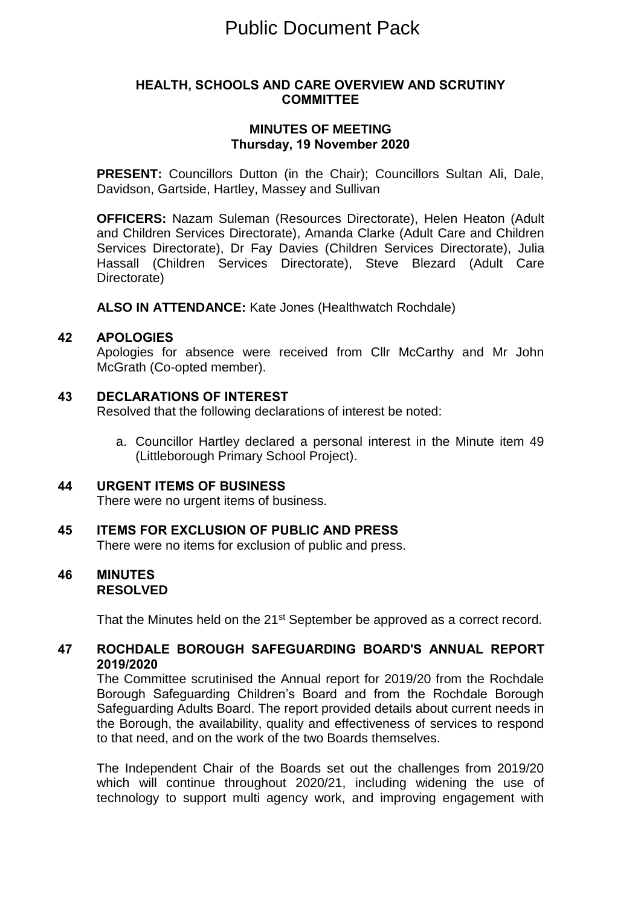# Public Document Pack

## HEALTH, SCHOOLS AND CARE OVERVIEW AND SCRUTINY COMMITTEE

### MINUTES OF MEETING
### Thursday, 19 November 2020

**PRESENT:** Councillors Dutton (in the Chair); Councillors Sultan Ali, Dale, Davidson, Gartside, Hartley, Massey and Sullivan

**OFFICERS:** Nazam Suleman (Resources Directorate), Helen Heaton (Adult and Children Services Directorate), Amanda Clarke (Adult Care and Children Services Directorate), Dr Fay Davies (Children Services Directorate), Julia Hassall (Children Services Directorate), Steve Blezard (Adult Care Directorate)

**ALSO IN ATTENDANCE:** Kate Jones (Healthwatch Rochdale)

**42 APOLOGIES**

Apologies for absence were received from Cllr McCarthy and Mr John McGrath (Co-opted member).

**43 DECLARATIONS OF INTEREST**

Resolved that the following declarations of interest be noted:

a. Councillor Hartley declared a personal interest in the Minute item 49 (Littleborough Primary School Project).

**44 URGENT ITEMS OF BUSINESS**

There were no urgent items of business.

**45 ITEMS FOR EXCLUSION OF PUBLIC AND PRESS**

There were no items for exclusion of public and press.

**46 MINUTES**
**RESOLVED**

That the Minutes held on the 21st September be approved as a correct record.

**47 ROCHDALE BOROUGH SAFEGUARDING BOARD'S ANNUAL REPORT 2019/2020**

The Committee scrutinised the Annual report for 2019/20 from the Rochdale Borough Safeguarding Children's Board and from the Rochdale Borough Safeguarding Adults Board. The report provided details about current needs in the Borough, the availability, quality and effectiveness of services to respond to that need, and on the work of the two Boards themselves.

The Independent Chair of the Boards set out the challenges from 2019/20 which will continue throughout 2020/21, including widening the use of technology to support multi agency work, and improving engagement with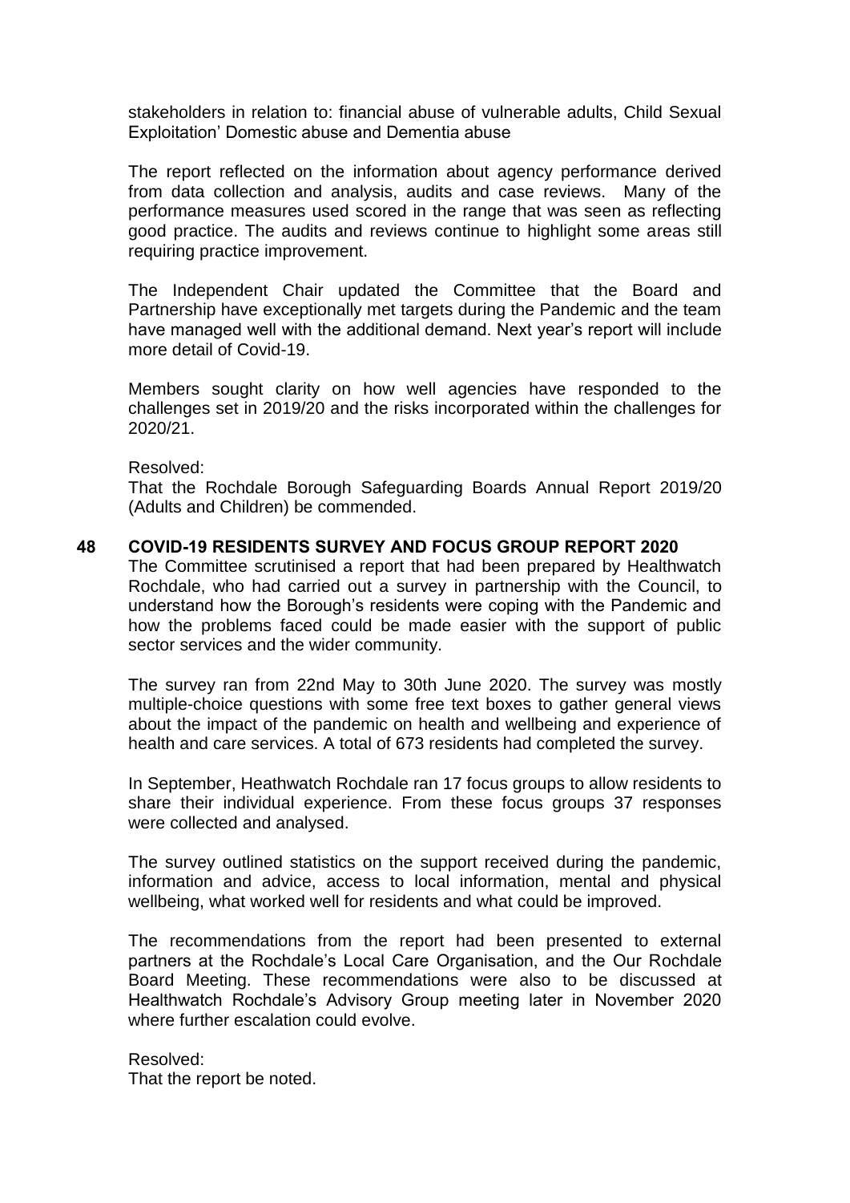stakeholders in relation to: financial abuse of vulnerable adults, Child Sexual Exploitation' Domestic abuse and Dementia abuse

The report reflected on the information about agency performance derived from data collection and analysis, audits and case reviews. Many of the performance measures used scored in the range that was seen as reflecting good practice. The audits and reviews continue to highlight some areas still requiring practice improvement.

The Independent Chair updated the Committee that the Board and Partnership have exceptionally met targets during the Pandemic and the team have managed well with the additional demand. Next year's report will include more detail of Covid-19.

Members sought clarity on how well agencies have responded to the challenges set in 2019/20 and the risks incorporated within the challenges for 2020/21.

Resolved:
That the Rochdale Borough Safeguarding Boards Annual Report 2019/20 (Adults and Children) be commended.

## 48 COVID-19 RESIDENTS SURVEY AND FOCUS GROUP REPORT 2020

The Committee scrutinised a report that had been prepared by Healthwatch Rochdale, who had carried out a survey in partnership with the Council, to understand how the Borough's residents were coping with the Pandemic and how the problems faced could be made easier with the support of public sector services and the wider community.

The survey ran from 22nd May to 30th June 2020. The survey was mostly multiple-choice questions with some free text boxes to gather general views about the impact of the pandemic on health and wellbeing and experience of health and care services. A total of 673 residents had completed the survey.

In September, Heathwatch Rochdale ran 17 focus groups to allow residents to share their individual experience. From these focus groups 37 responses were collected and analysed.

The survey outlined statistics on the support received during the pandemic, information and advice, access to local information, mental and physical wellbeing, what worked well for residents and what could be improved.

The recommendations from the report had been presented to external partners at the Rochdale's Local Care Organisation, and the Our Rochdale Board Meeting. These recommendations were also to be discussed at Healthwatch Rochdale's Advisory Group meeting later in November 2020 where further escalation could evolve.

Resolved:
That the report be noted.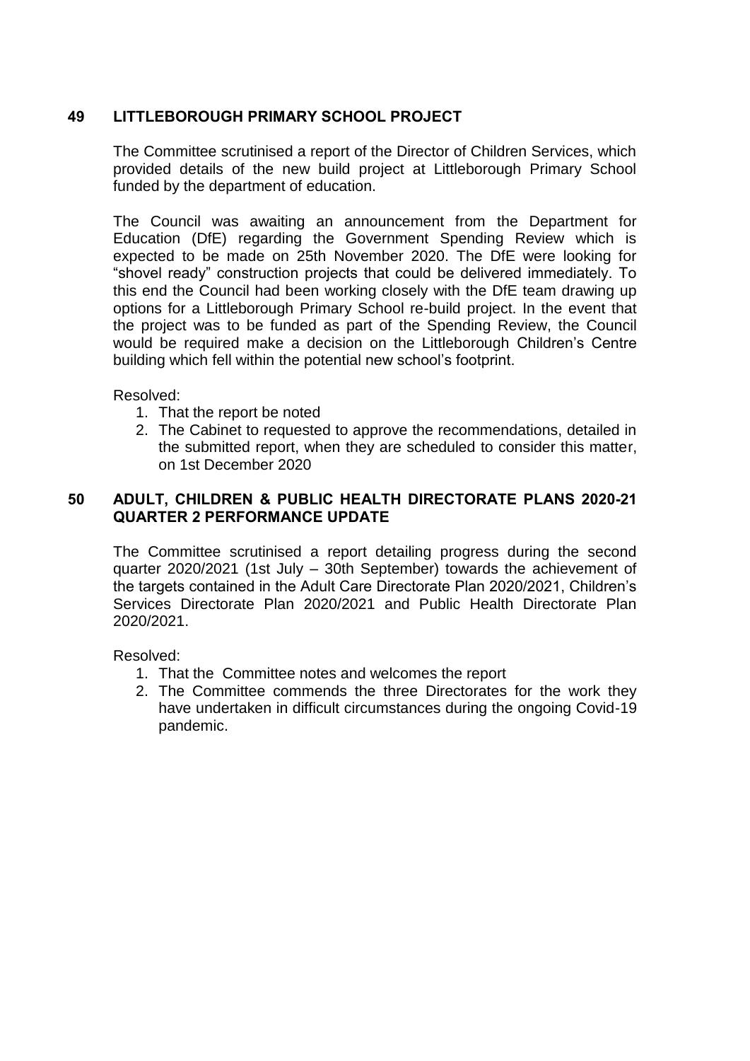## 49 LITTLEBOROUGH PRIMARY SCHOOL PROJECT

The Committee scrutinised a report of the Director of Children Services, which provided details of the new build project at Littleborough Primary School funded by the department of education.

The Council was awaiting an announcement from the Department for Education (DfE) regarding the Government Spending Review which is expected to be made on 25th November 2020. The DfE were looking for "shovel ready" construction projects that could be delivered immediately. To this end the Council had been working closely with the DfE team drawing up options for a Littleborough Primary School re-build project. In the event that the project was to be funded as part of the Spending Review, the Council would be required make a decision on the Littleborough Children's Centre building which fell within the potential new school's footprint.

Resolved:

1. That the report be noted
2. The Cabinet to requested to approve the recommendations, detailed in the submitted report, when they are scheduled to consider this matter, on 1st December 2020

## 50 ADULT, CHILDREN & PUBLIC HEALTH DIRECTORATE PLANS 2020-21 QUARTER 2 PERFORMANCE UPDATE

The Committee scrutinised a report detailing progress during the second quarter 2020/2021 (1st July – 30th September) towards the achievement of the targets contained in the Adult Care Directorate Plan 2020/2021, Children's Services Directorate Plan 2020/2021 and Public Health Directorate Plan 2020/2021.

Resolved:

1. That the Committee notes and welcomes the report
2. The Committee commends the three Directorates for the work they have undertaken in difficult circumstances during the ongoing Covid-19 pandemic.